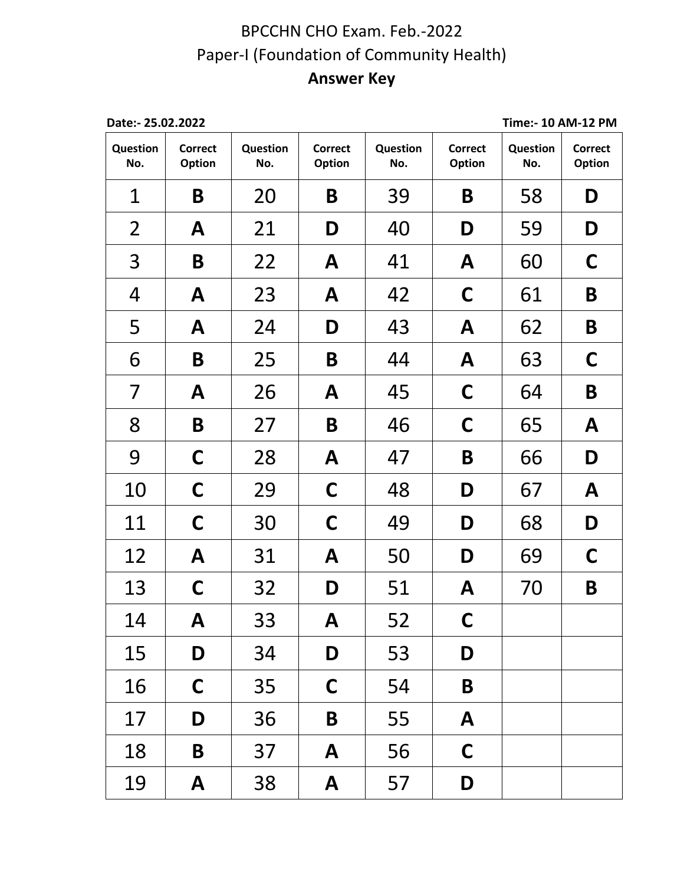# BPCCHN CHO Exam. Feb.-2022

## Paper-I (Foundation of Community Health)

### Answer Key

**Date:- 25.02.2022** **Time:- 10 AM-12 PM**

| Question No. | Correct Option | Question No. | Correct Option | Question No. | Correct Option | Question No. | Correct Option |
|---|---|---|---|---|---|---|---|
| 1 | **B** | 20 | **B** | 39 | **B** | 58 | **D** |
| 2 | **A** | 21 | **D** | 40 | **D** | 59 | **D** |
| 3 | **B** | 22 | **A** | 41 | **A** | 60 | **C** |
| 4 | **A** | 23 | **A** | 42 | **C** | 61 | **B** |
| 5 | **A** | 24 | **D** | 43 | **A** | 62 | **B** |
| 6 | **B** | 25 | **B** | 44 | **A** | 63 | **C** |
| 7 | **A** | 26 | **A** | 45 | **C** | 64 | **B** |
| 8 | **B** | 27 | **B** | 46 | **C** | 65 | **A** |
| 9 | **C** | 28 | **A** | 47 | **B** | 66 | **D** |
| 10 | **C** | 29 | **C** | 48 | **D** | 67 | **A** |
| 11 | **C** | 30 | **C** | 49 | **D** | 68 | **D** |
| 12 | **A** | 31 | **A** | 50 | **D** | 69 | **C** |
| 13 | **C** | 32 | **D** | 51 | **A** | 70 | **B** |
| 14 | **A** | 33 | **A** | 52 | **C** | | |
| 15 | **D** | 34 | **D** | 53 | **D** | | |
| 16 | **C** | 35 | **C** | 54 | **B** | | |
| 17 | **D** | 36 | **B** | 55 | **A** | | |
| 18 | **B** | 37 | **A** | 56 | **C** | | |
| 19 | **A** | 38 | **A** | 57 | **D** | | |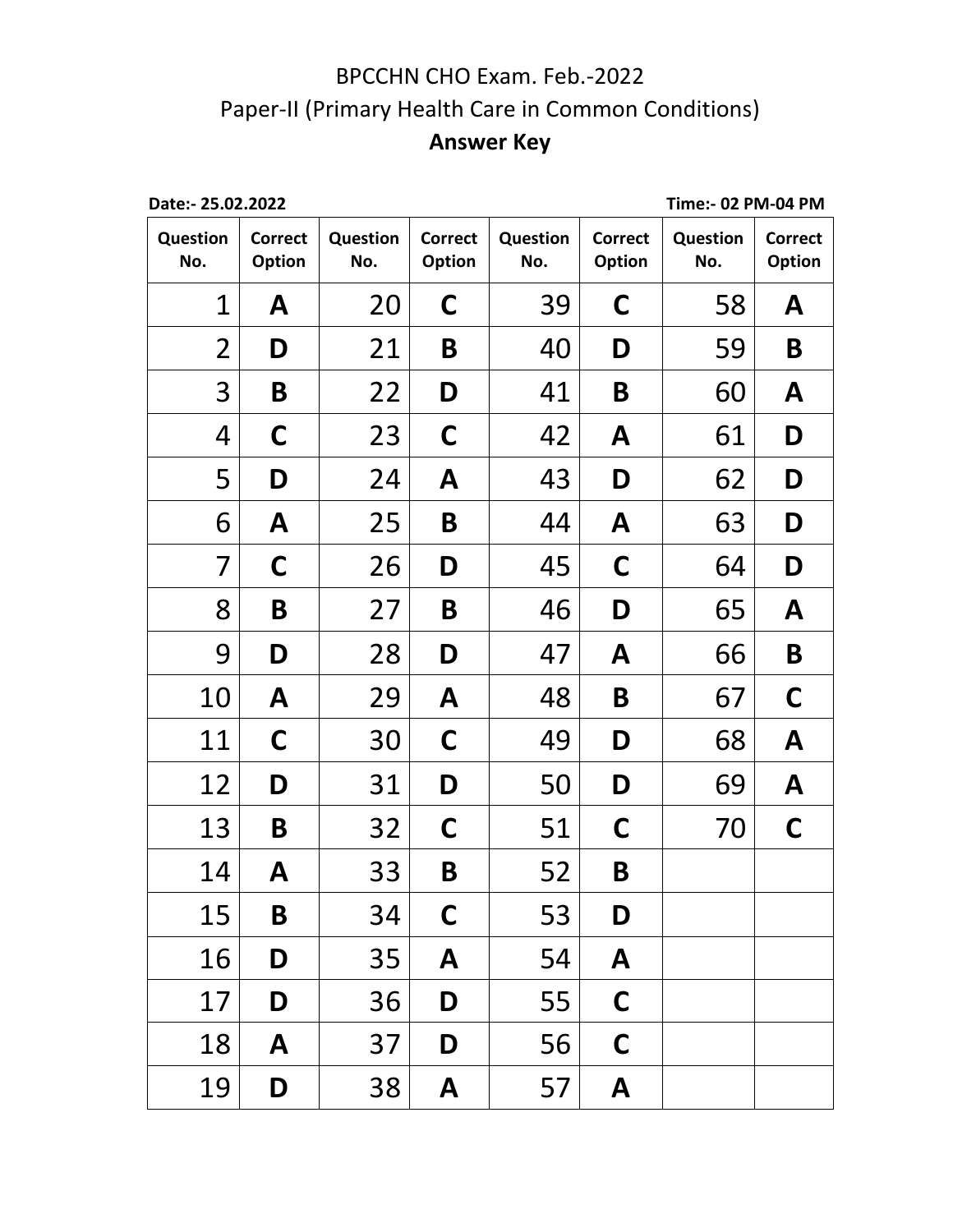BPCCHN CHO Exam. Feb.-2022

Paper-II (Primary Health Care in Common Conditions)

**Answer Key**

**Date:- 25.02.2022** **Time:- 02 PM-04 PM**

| Question No. | Correct Option | Question No. | Correct Option | Question No. | Correct Option | Question No. | Correct Option |
|---|---|---|---|---|---|---|---|
| 1 | **A** | 20 | **C** | 39 | **C** | 58 | **A** |
| 2 | **D** | 21 | **B** | 40 | **D** | 59 | **B** |
| 3 | **B** | 22 | **D** | 41 | **B** | 60 | **A** |
| 4 | **C** | 23 | **C** | 42 | **A** | 61 | **D** |
| 5 | **D** | 24 | **A** | 43 | **D** | 62 | **D** |
| 6 | **A** | 25 | **B** | 44 | **A** | 63 | **D** |
| 7 | **C** | 26 | **D** | 45 | **C** | 64 | **D** |
| 8 | **B** | 27 | **B** | 46 | **D** | 65 | **A** |
| 9 | **D** | 28 | **D** | 47 | **A** | 66 | **B** |
| 10 | **A** | 29 | **A** | 48 | **B** | 67 | **C** |
| 11 | **C** | 30 | **C** | 49 | **D** | 68 | **A** |
| 12 | **D** | 31 | **D** | 50 | **D** | 69 | **A** |
| 13 | **B** | 32 | **C** | 51 | **C** | 70 | **C** |
| 14 | **A** | 33 | **B** | 52 | **B** | | |
| 15 | **B** | 34 | **C** | 53 | **D** | | |
| 16 | **D** | 35 | **A** | 54 | **A** | | |
| 17 | **D** | 36 | **D** | 55 | **C** | | |
| 18 | **A** | 37 | **D** | 56 | **C** | | |
| 19 | **D** | 38 | **A** | 57 | **A** | | |